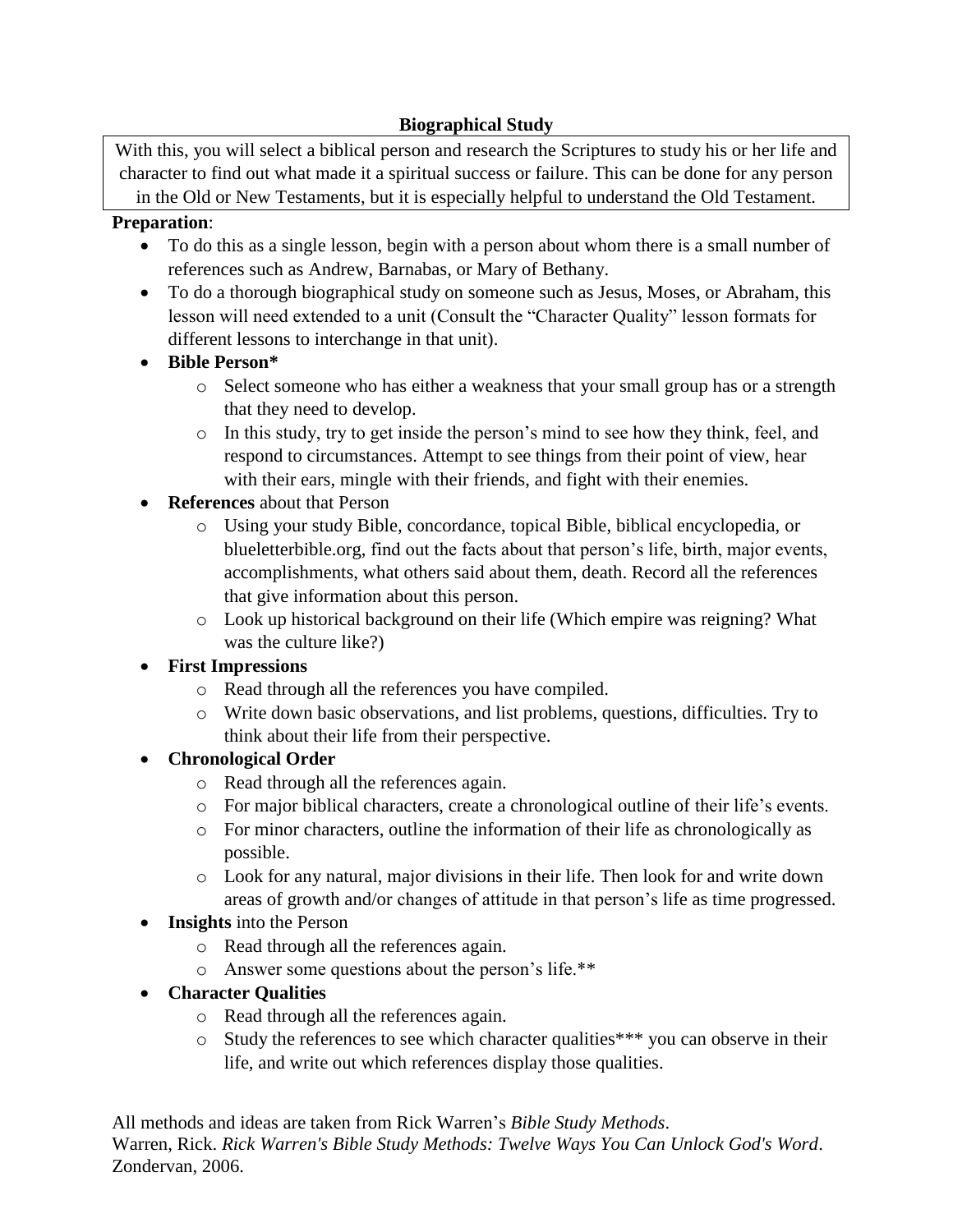# Biographical Study

With this, you will select a biblical person and research the Scriptures to study his or her life and character to find out what made it a spiritual success or failure. This can be done for any person in the Old or New Testaments, but it is especially helpful to understand the Old Testament.

**Preparation**:

- To do this as a single lesson, begin with a person about whom there is a small number of references such as Andrew, Barnabas, or Mary of Bethany.
- To do a thorough biographical study on someone such as Jesus, Moses, or Abraham, this lesson will need extended to a unit (Consult the "Character Quality" lesson formats for different lessons to interchange in that unit).
- **Bible Person***
  - Select someone who has either a weakness that your small group has or a strength that they need to develop.
  - In this study, try to get inside the person's mind to see how they think, feel, and respond to circumstances. Attempt to see things from their point of view, hear with their ears, mingle with their friends, and fight with their enemies.
- **References** about that Person
  - Using your study Bible, concordance, topical Bible, biblical encyclopedia, or blueletterbible.org, find out the facts about that person's life, birth, major events, accomplishments, what others said about them, death. Record all the references that give information about this person.
  - Look up historical background on their life (Which empire was reigning? What was the culture like?)
- **First Impressions**
  - Read through all the references you have compiled.
  - Write down basic observations, and list problems, questions, difficulties. Try to think about their life from their perspective.
- **Chronological Order**
  - Read through all the references again.
  - For major biblical characters, create a chronological outline of their life's events.
  - For minor characters, outline the information of their life as chronologically as possible.
  - Look for any natural, major divisions in their life. Then look for and write down areas of growth and/or changes of attitude in that person's life as time progressed.
- **Insights** into the Person
  - Read through all the references again.
  - Answer some questions about the person's life.**
- **Character Qualities**
  - Read through all the references again.
  - Study the references to see which character qualities*** you can observe in their life, and write out which references display those qualities.

All methods and ideas are taken from Rick Warren's *Bible Study Methods*.
Warren, Rick. *Rick Warren's Bible Study Methods: Twelve Ways You Can Unlock God's Word*. Zondervan, 2006.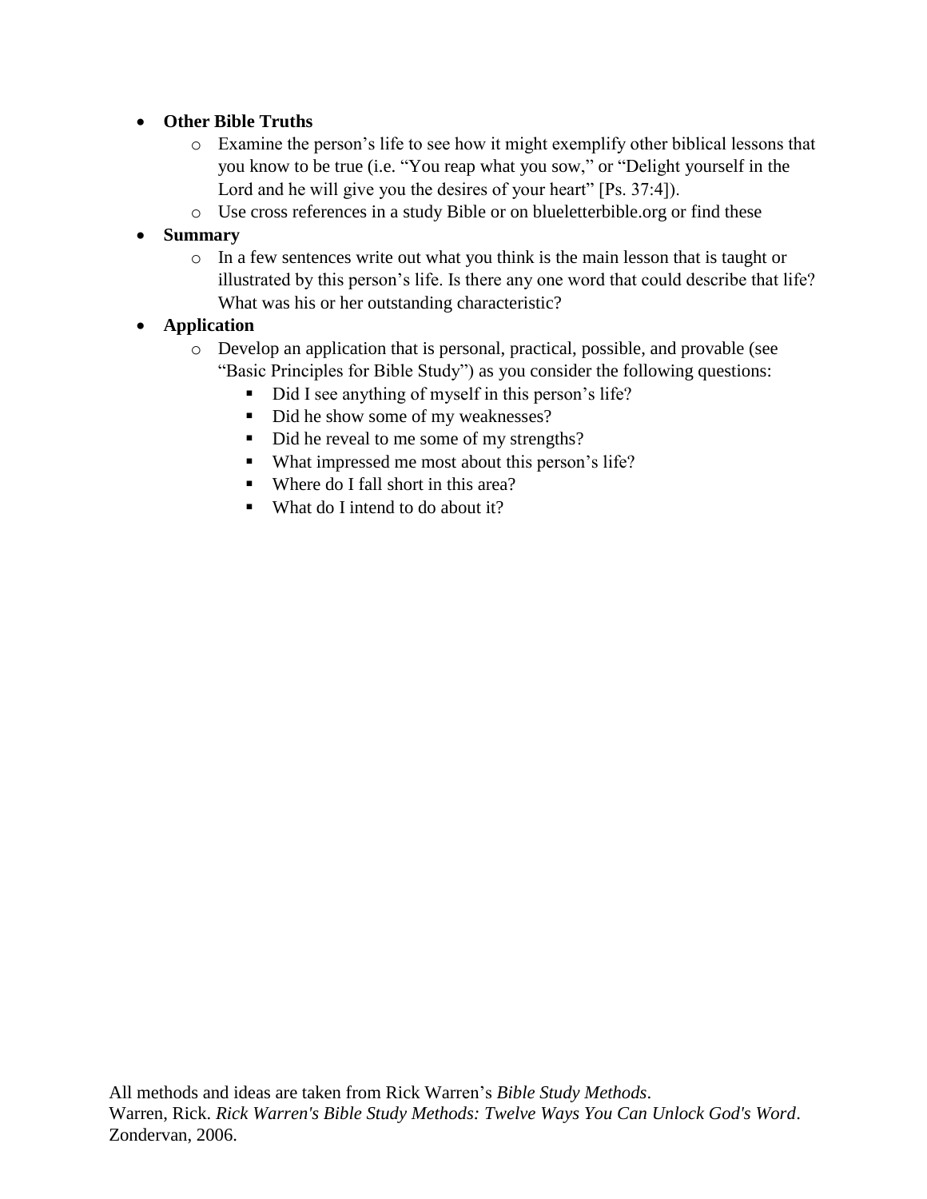- **Other Bible Truths**
  - Examine the person's life to see how it might exemplify other biblical lessons that you know to be true (i.e. "You reap what you sow," or "Delight yourself in the Lord and he will give you the desires of your heart" [Ps. 37:4]).
  - Use cross references in a study Bible or on blueletterbible.org or find these
- **Summary**
  - In a few sentences write out what you think is the main lesson that is taught or illustrated by this person's life. Is there any one word that could describe that life? What was his or her outstanding characteristic?
- **Application**
  - Develop an application that is personal, practical, possible, and provable (see "Basic Principles for Bible Study") as you consider the following questions:
    - Did I see anything of myself in this person's life?
    - Did he show some of my weaknesses?
    - Did he reveal to me some of my strengths?
    - What impressed me most about this person's life?
    - Where do I fall short in this area?
    - What do I intend to do about it?

All methods and ideas are taken from Rick Warren's *Bible Study Methods*.
Warren, Rick. *Rick Warren's Bible Study Methods: Twelve Ways You Can Unlock God's Word*. Zondervan, 2006.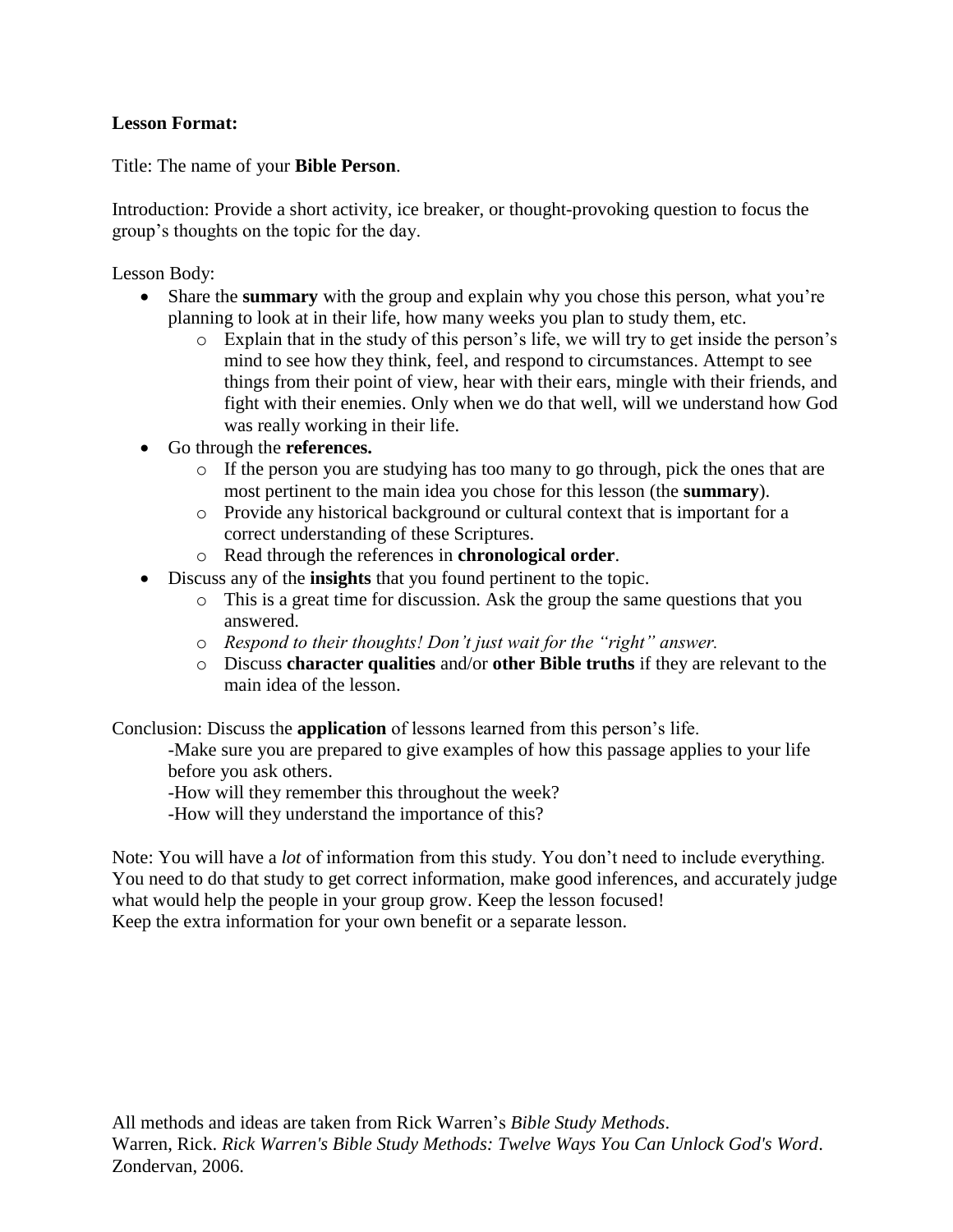**Lesson Format:**

Title: The name of your **Bible Person**.

Introduction: Provide a short activity, ice breaker, or thought-provoking question to focus the group's thoughts on the topic for the day.

Lesson Body:

- Share the **summary** with the group and explain why you chose this person, what you're planning to look at in their life, how many weeks you plan to study them, etc.
  - Explain that in the study of this person's life, we will try to get inside the person's mind to see how they think, feel, and respond to circumstances. Attempt to see things from their point of view, hear with their ears, mingle with their friends, and fight with their enemies. Only when we do that well, will we understand how God was really working in their life.
- Go through the **references.**
  - If the person you are studying has too many to go through, pick the ones that are most pertinent to the main idea you chose for this lesson (the **summary**).
  - Provide any historical background or cultural context that is important for a correct understanding of these Scriptures.
  - Read through the references in **chronological order**.
- Discuss any of the **insights** that you found pertinent to the topic.
  - This is a great time for discussion. Ask the group the same questions that you answered.
  - *Respond to their thoughts! Don't just wait for the "right" answer.*
  - Discuss **character qualities** and/or **other Bible truths** if they are relevant to the main idea of the lesson.

Conclusion: Discuss the **application** of lessons learned from this person's life.

-Make sure you are prepared to give examples of how this passage applies to your life before you ask others.
-How will they remember this throughout the week?
-How will they understand the importance of this?

Note: You will have a *lot* of information from this study. You don't need to include everything. You need to do that study to get correct information, make good inferences, and accurately judge what would help the people in your group grow. Keep the lesson focused!
Keep the extra information for your own benefit or a separate lesson.

All methods and ideas are taken from Rick Warren's *Bible Study Methods*.
Warren, Rick. *Rick Warren's Bible Study Methods: Twelve Ways You Can Unlock God's Word*. Zondervan, 2006.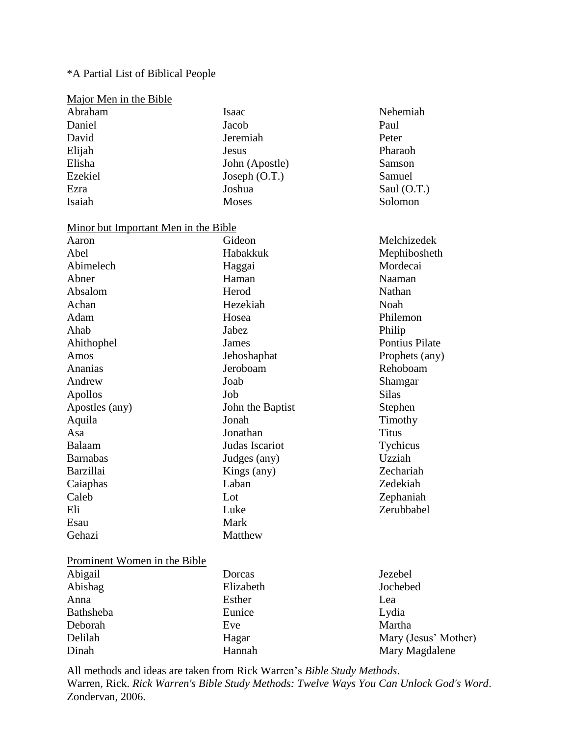*A Partial List of Biblical People

<u>Major Men in the Bible</u>

- Abraham
- Daniel
- David
- Elijah
- Elisha
- Ezekiel
- Ezra
- Isaiah
- Isaac
- Jacob
- Jeremiah
- Jesus
- John (Apostle)
- Joseph (O.T.)
- Joshua
- Moses
- Nehemiah
- Paul
- Peter
- Pharaoh
- Samson
- Samuel
- Saul (O.T.)
- Solomon

<u>Minor but Important Men in the Bible</u>

- Aaron
- Abel
- Abimelech
- Abner
- Absalom
- Achan
- Adam
- Ahab
- Ahithophel
- Amos
- Ananias
- Andrew
- Apollos
- Apostles (any)
- Aquila
- Asa
- Balaam
- Barnabas
- Barzillai
- Caiaphas
- Caleb
- Eli
- Esau
- Gehazi
- Gideon
- Habakkuk
- Haggai
- Haman
- Herod
- Hezekiah
- Hosea
- Jabez
- James
- Jehoshaphat
- Jeroboam
- Joab
- Job
- John the Baptist
- Jonah
- Jonathan
- Judas Iscariot
- Judges (any)
- Kings (any)
- Laban
- Lot
- Luke
- Mark
- Matthew
- Melchizedek
- Mephibosheth
- Mordecai
- Naaman
- Nathan
- Noah
- Philemon
- Philip
- Pontius Pilate
- Prophets (any)
- Rehoboam
- Shamgar
- Silas
- Stephen
- Timothy
- Titus
- Tychicus
- Uzziah
- Zechariah
- Zedekiah
- Zephaniah
- Zerubbabel

<u>Prominent Women in the Bible</u>

- Abigail
- Abishag
- Anna
- Bathsheba
- Deborah
- Delilah
- Dinah
- Dorcas
- Elizabeth
- Esther
- Eunice
- Eve
- Hagar
- Hannah
- Jezebel
- Jochebed
- Lea
- Lydia
- Martha
- Mary (Jesus' Mother)
- Mary Magdalene

All methods and ideas are taken from Rick Warren's *Bible Study Methods*.
Warren, Rick. *Rick Warren's Bible Study Methods: Twelve Ways You Can Unlock God's Word*. Zondervan, 2006.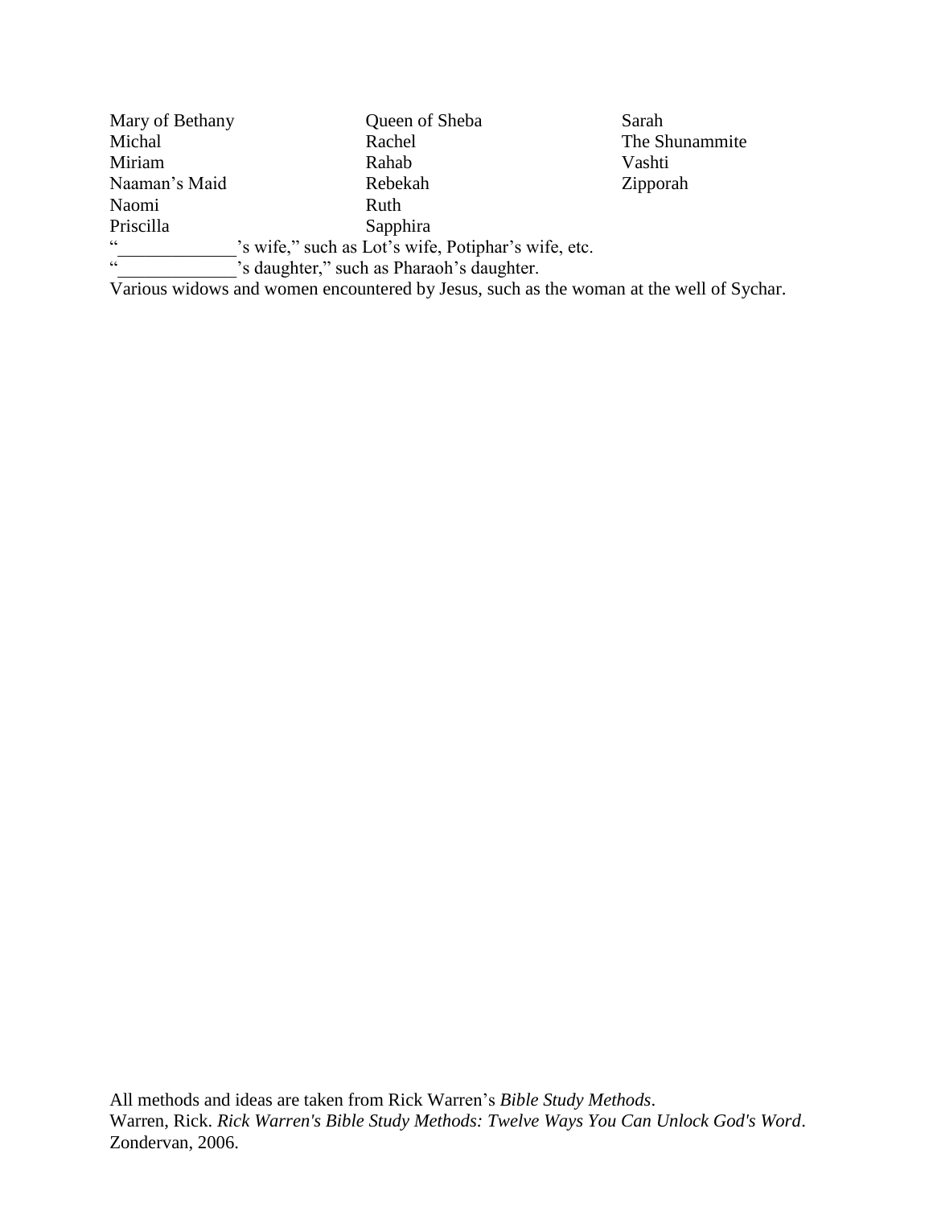Mary of Bethany
Michal
Miriam
Naaman's Maid
Naomi
Priscilla
Queen of Sheba
Rachel
Rahab
Rebekah
Ruth
Sapphira
Sarah
The Shunammite
Vashti
Zipporah

"_____________'s wife," such as Lot's wife, Potiphar's wife, etc.

"_____________'s daughter," such as Pharaoh's daughter.

Various widows and women encountered by Jesus, such as the woman at the well of Sychar.

All methods and ideas are taken from Rick Warren's *Bible Study Methods*.
Warren, Rick. *Rick Warren's Bible Study Methods: Twelve Ways You Can Unlock God's Word*. Zondervan, 2006.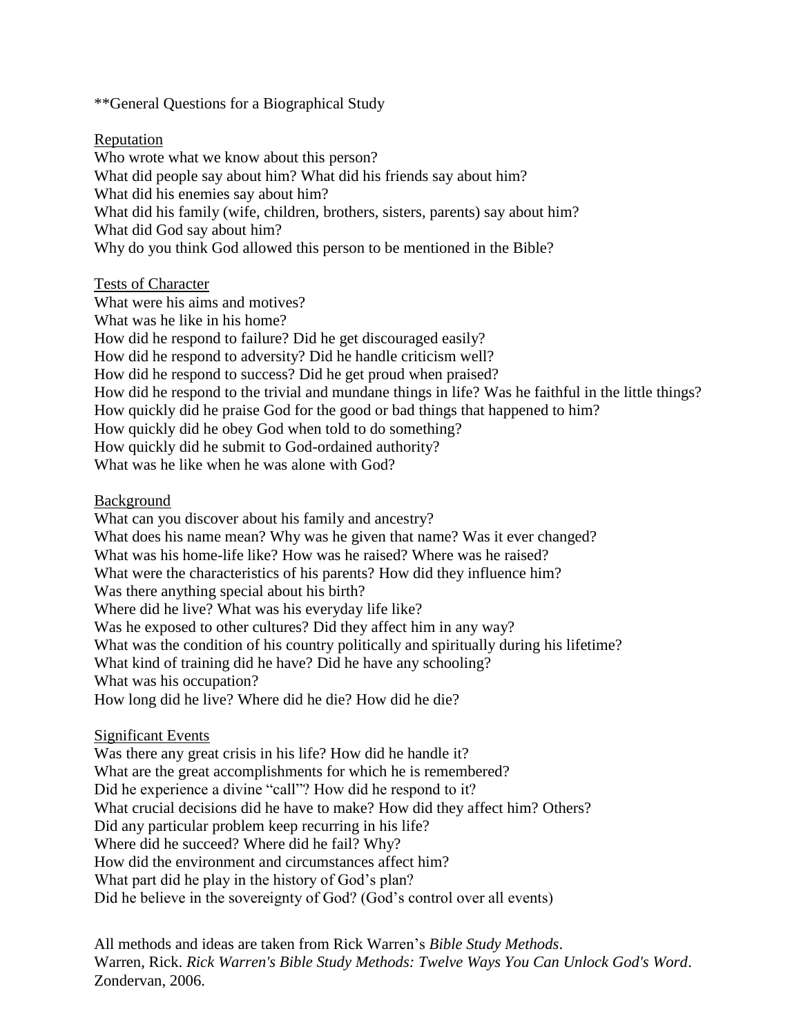**General Questions for a Biographical Study

## Reputation

Who wrote what we know about this person?
What did people say about him? What did his friends say about him?
What did his enemies say about him?
What did his family (wife, children, brothers, sisters, parents) say about him?
What did God say about him?
Why do you think God allowed this person to be mentioned in the Bible?

## Tests of Character

What were his aims and motives?
What was he like in his home?
How did he respond to failure? Did he get discouraged easily?
How did he respond to adversity? Did he handle criticism well?
How did he respond to success? Did he get proud when praised?
How did he respond to the trivial and mundane things in life? Was he faithful in the little things?
How quickly did he praise God for the good or bad things that happened to him?
How quickly did he obey God when told to do something?
How quickly did he submit to God-ordained authority?
What was he like when he was alone with God?

## Background

What can you discover about his family and ancestry?
What does his name mean? Why was he given that name? Was it ever changed?
What was his home-life like? How was he raised? Where was he raised?
What were the characteristics of his parents? How did they influence him?
Was there anything special about his birth?
Where did he live? What was his everyday life like?
Was he exposed to other cultures? Did they affect him in any way?
What was the condition of his country politically and spiritually during his lifetime?
What kind of training did he have? Did he have any schooling?
What was his occupation?
How long did he live? Where did he die? How did he die?

## Significant Events

Was there any great crisis in his life? How did he handle it?
What are the great accomplishments for which he is remembered?
Did he experience a divine "call"? How did he respond to it?
What crucial decisions did he have to make? How did they affect him? Others?
Did any particular problem keep recurring in his life?
Where did he succeed? Where did he fail? Why?
How did the environment and circumstances affect him?
What part did he play in the history of God's plan?
Did he believe in the sovereignty of God? (God's control over all events)

All methods and ideas are taken from Rick Warren's *Bible Study Methods*.
Warren, Rick. *Rick Warren's Bible Study Methods: Twelve Ways You Can Unlock God's Word*. Zondervan, 2006.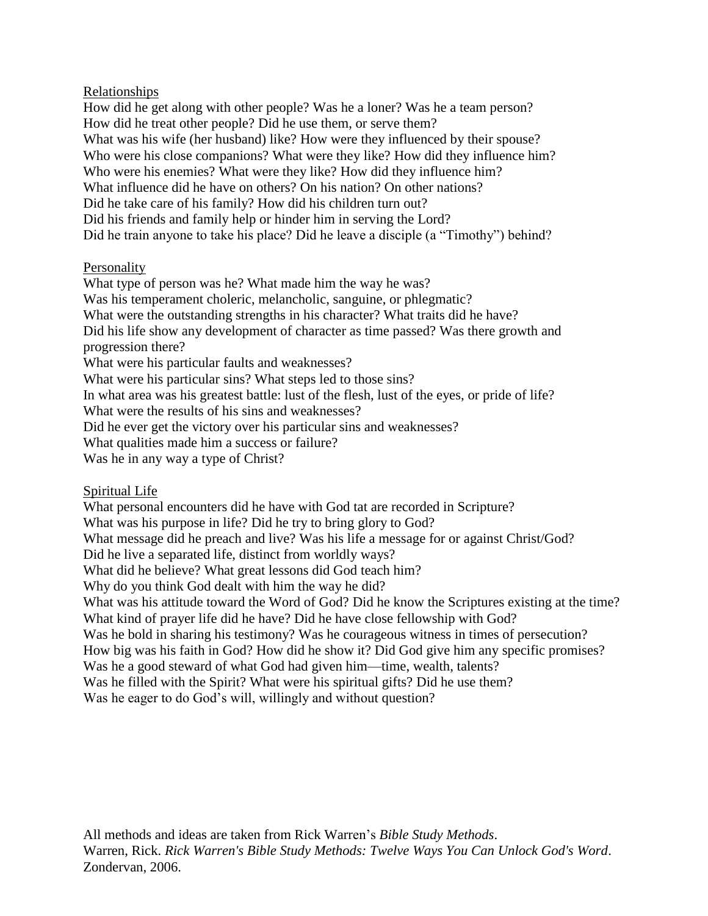<u>Relationships</u>

How did he get along with other people? Was he a loner? Was he a team person?
How did he treat other people? Did he use them, or serve them?
What was his wife (her husband) like? How were they influenced by their spouse?
Who were his close companions? What were they like? How did they influence him?
Who were his enemies? What were they like? How did they influence him?
What influence did he have on others? On his nation? On other nations?
Did he take care of his family? How did his children turn out?
Did his friends and family help or hinder him in serving the Lord?
Did he train anyone to take his place? Did he leave a disciple (a "Timothy") behind?

<u>Personality</u>

What type of person was he? What made him the way he was?
Was his temperament choleric, melancholic, sanguine, or phlegmatic?
What were the outstanding strengths in his character? What traits did he have?
Did his life show any development of character as time passed? Was there growth and progression there?
What were his particular faults and weaknesses?
What were his particular sins? What steps led to those sins?
In what area was his greatest battle: lust of the flesh, lust of the eyes, or pride of life?
What were the results of his sins and weaknesses?
Did he ever get the victory over his particular sins and weaknesses?
What qualities made him a success or failure?
Was he in any way a type of Christ?

<u>Spiritual Life</u>

What personal encounters did he have with God tat are recorded in Scripture?
What was his purpose in life? Did he try to bring glory to God?
What message did he preach and live? Was his life a message for or against Christ/God?
Did he live a separated life, distinct from worldly ways?
What did he believe? What great lessons did God teach him?
Why do you think God dealt with him the way he did?
What was his attitude toward the Word of God? Did he know the Scriptures existing at the time?
What kind of prayer life did he have? Did he have close fellowship with God?
Was he bold in sharing his testimony? Was he courageous witness in times of persecution?
How big was his faith in God? How did he show it? Did God give him any specific promises?
Was he a good steward of what God had given him—time, wealth, talents?
Was he filled with the Spirit? What were his spiritual gifts? Did he use them?
Was he eager to do God's will, willingly and without question?

All methods and ideas are taken from Rick Warren's *Bible Study Methods*.
Warren, Rick. *Rick Warren's Bible Study Methods: Twelve Ways You Can Unlock God's Word*. Zondervan, 2006.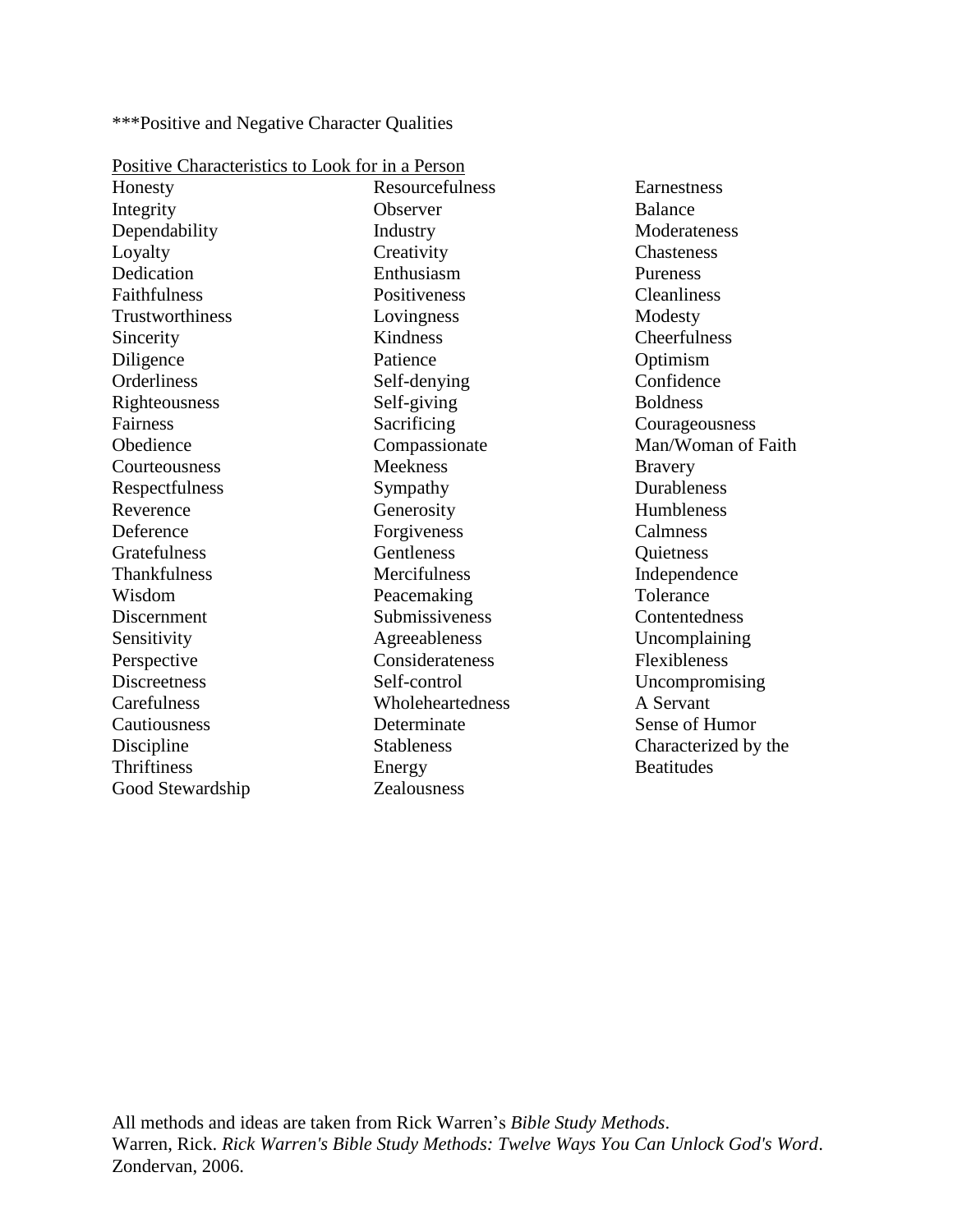***Positive and Negative Character Qualities

Positive Characteristics to Look for in a Person

Honesty
Integrity
Dependability
Loyalty
Dedication
Faithfulness
Trustworthiness
Sincerity
Diligence
Orderliness
Righteousness
Fairness
Obedience
Courteousness
Respectfulness
Reverence
Deference
Gratefulness
Thankfulness
Wisdom
Discernment
Sensitivity
Perspective
Discreetness
Carefulness
Cautiousness
Discipline
Thriftiness
Good Stewardship
Resourcefulness
Observer
Industry
Creativity
Enthusiasm
Positiveness
Lovingness
Kindness
Patience
Self-denying
Self-giving
Sacrificing
Compassionate
Meekness
Sympathy
Generosity
Forgiveness
Gentleness
Mercifulness
Peacemaking
Submissiveness
Agreeableness
Considerateness
Self-control
Wholeheartedness
Determinate
Stableness
Energy
Zealousness
Earnestness
Balance
Moderateness
Chasteness
Pureness
Cleanliness
Modesty
Cheerfulness
Optimism
Confidence
Boldness
Courageousness
Man/Woman of Faith
Bravery
Durableness
Humbleness
Calmness
Quietness
Independence
Tolerance
Contentedness
Uncomplaining
Flexibleness
Uncompromising
A Servant
Sense of Humor
Characterized by the Beatitudes

All methods and ideas are taken from Rick Warren's *Bible Study Methods*.
Warren, Rick. *Rick Warren's Bible Study Methods: Twelve Ways You Can Unlock God's Word*. Zondervan, 2006.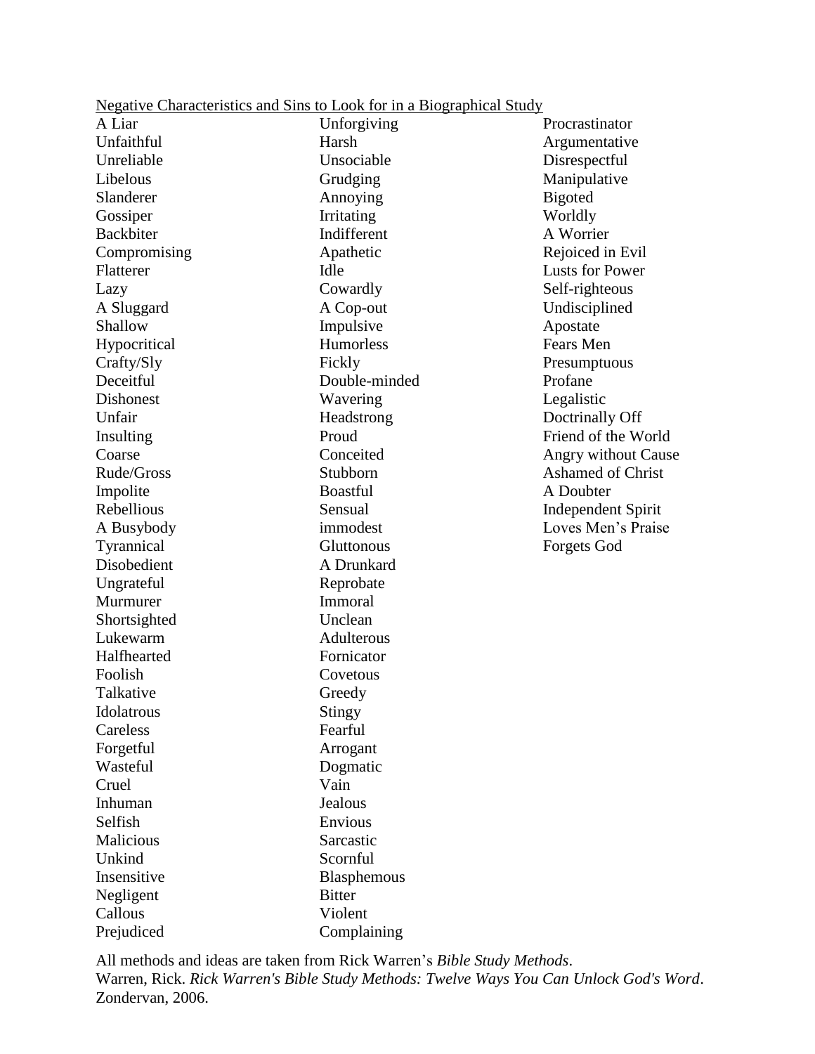Negative Characteristics and Sins to Look for in a Biographical Study

A Liar
Unfaithful
Unreliable
Libelous
Slanderer
Gossiper
Backbiter
Compromising
Flatterer
Lazy
A Sluggard
Shallow
Hypocritical
Crafty/Sly
Deceitful
Dishonest
Unfair
Insulting
Coarse
Rude/Gross
Impolite
Rebellious
A Busybody
Tyrannical
Disobedient
Ungrateful
Murmurer
Shortsighted
Lukewarm
Halfhearted
Foolish
Talkative
Idolatrous
Careless
Forgetful
Wasteful
Cruel
Inhuman
Selfish
Malicious
Unkind
Insensitive
Negligent
Callous
Prejudiced

Unforgiving
Harsh
Unsociable
Grudging
Annoying
Irritating
Indifferent
Apathetic
Idle
Cowardly
A Cop-out
Impulsive
Humorless
Fickly
Double-minded
Wavering
Headstrong
Proud
Conceited
Stubborn
Boastful
Sensual
immodest
Gluttonous
A Drunkard
Reprobate
Immoral
Unclean
Adulterous
Fornicator
Covetous
Greedy
Stingy
Fearful
Arrogant
Dogmatic
Vain
Jealous
Envious
Sarcastic
Scornful
Blasphemous
Bitter
Violent
Complaining

Procrastinator
Argumentative
Disrespectful
Manipulative
Bigoted
Worldly
A Worrier
Rejoiced in Evil
Lusts for Power
Self-righteous
Undisciplined
Apostate
Fears Men
Presumptuous
Profane
Legalistic
Doctrinally Off
Friend of the World
Angry without Cause
Ashamed of Christ
A Doubter
Independent Spirit
Loves Men's Praise
Forgets God

All methods and ideas are taken from Rick Warren's *Bible Study Methods*.
Warren, Rick. *Rick Warren's Bible Study Methods: Twelve Ways You Can Unlock God's Word*. Zondervan, 2006.